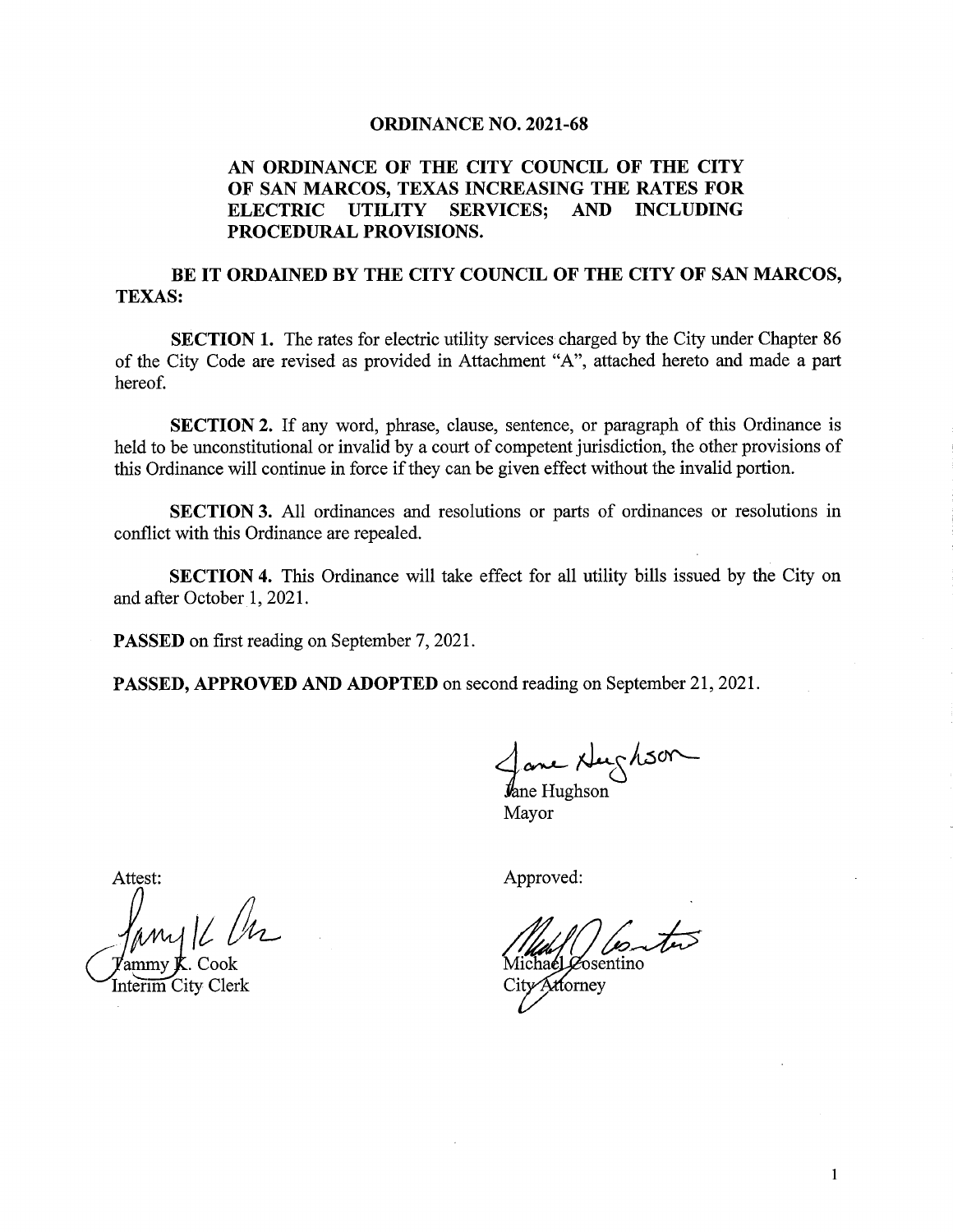# ORDINANCE NO. 2021-68

## AN ORDINANCE OF THE CITY COUNCIL OF THE CITY OF SAN MARCOS, TEXAS INCREASING THE RATES FOR ELECTRIC UTILITY SERVICES; AND INCLUDING PROCEDURAL PROVISIONS.

**BE IT ORDAINED BY THE CITY COUNCIL OF THE CITY OF SAN MARCOS, TEXAS:**

**SECTION 1.** The rates for electric utility services charged by the City under Chapter 86 of the City Code are revised as provided in Attachment "A", attached hereto and made a part hereof.

**SECTION 2.** If any word, phrase, clause, sentence, or paragraph of this Ordinance is held to be unconstitutional or invalid by a court of competent jurisdiction, the other provisions of this Ordinance will continue in force if they can be given effect without the invalid portion.

**SECTION 3.** All ordinances and resolutions or parts of ordinances or resolutions in conflict with this Ordinance are repealed.

**SECTION 4.** This Ordinance will take effect for all utility bills issued by the City on and after October 1, 2021.

**PASSED** on first reading on September 7, 2021.

**PASSED, APPROVED AND ADOPTED** on second reading on September 21, 2021.

Jane Hughson
Mayor

Attest:

Tammy K. Cook
Interim City Clerk

Approved:

Michael Cosentino
City Attorney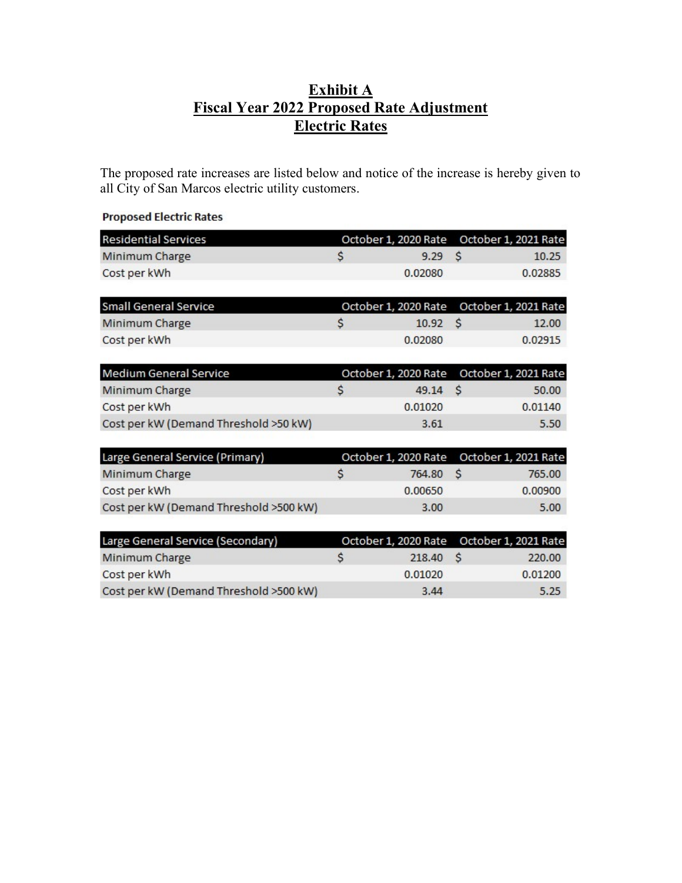# Exhibit A
## Fiscal Year 2022 Proposed Rate Adjustment
## Electric Rates

The proposed rate increases are listed below and notice of the increase is hereby given to all City of San Marcos electric utility customers.

**Proposed Electric Rates**

| Residential Services | October 1, 2020 Rate | October 1, 2021 Rate |
|---|---|---|
| Minimum Charge | $ 9.29 | $ 10.25 |
| Cost per kWh | 0.02080 | 0.02885 |

| Small General Service | October 1, 2020 Rate | October 1, 2021 Rate |
|---|---|---|
| Minimum Charge | $ 10.92 | $ 12.00 |
| Cost per kWh | 0.02080 | 0.02915 |

| Medium General Service | October 1, 2020 Rate | October 1, 2021 Rate |
|---|---|---|
| Minimum Charge | $ 49.14 | $ 50.00 |
| Cost per kWh | 0.01020 | 0.01140 |
| Cost per kW (Demand Threshold >50 kW) | 3.61 | 5.50 |

| Large General Service (Primary) | October 1, 2020 Rate | October 1, 2021 Rate |
|---|---|---|
| Minimum Charge | $ 764.80 | $ 765.00 |
| Cost per kWh | 0.00650 | 0.00900 |
| Cost per kW (Demand Threshold >500 kW) | 3.00 | 5.00 |

| Large General Service (Secondary) | October 1, 2020 Rate | October 1, 2021 Rate |
|---|---|---|
| Minimum Charge | $ 218.40 | $ 220.00 |
| Cost per kWh | 0.01020 | 0.01200 |
| Cost per kW (Demand Threshold >500 kW) | 3.44 | 5.25 |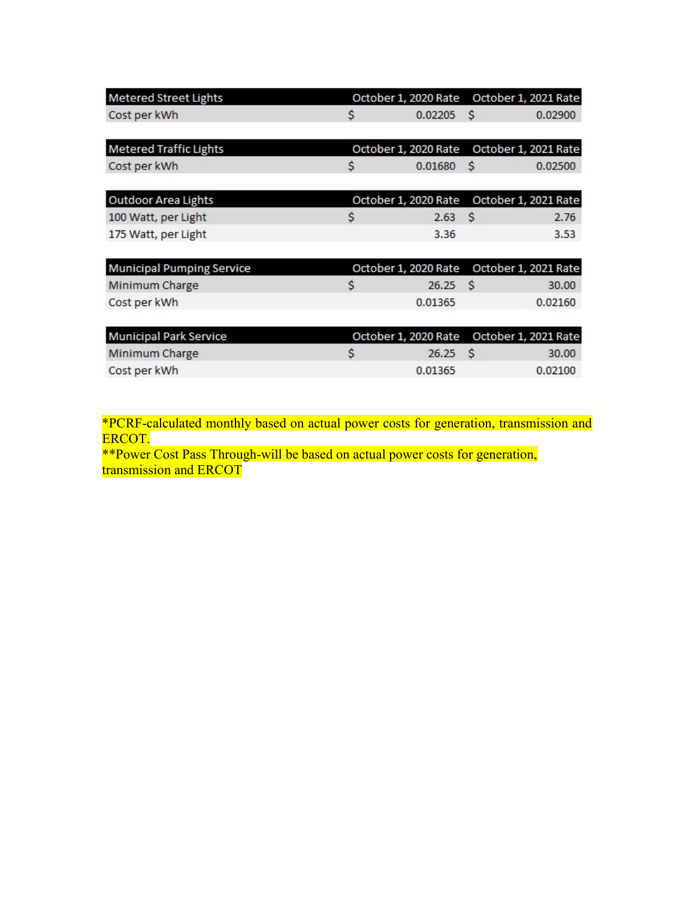| Metered Street Lights | October 1, 2020 Rate | October 1, 2021 Rate |
|---|---|---|
| Cost per kWh | $ 0.02205 | $ 0.02900 |

| Metered Traffic Lights | October 1, 2020 Rate | October 1, 2021 Rate |
|---|---|---|
| Cost per kWh | $ 0.01680 | $ 0.02500 |

| Outdoor Area Lights | October 1, 2020 Rate | October 1, 2021 Rate |
|---|---|---|
| 100 Watt, per Light | $ 2.63 | $ 2.76 |
| 175 Watt, per Light | 3.36 | 3.53 |

| Municipal Pumping Service | October 1, 2020 Rate | October 1, 2021 Rate |
|---|---|---|
| Minimum Charge | $ 26.25 | $ 30.00 |
| Cost per kWh | 0.01365 | 0.02160 |

| Municipal Park Service | October 1, 2020 Rate | October 1, 2021 Rate |
|---|---|---|
| Minimum Charge | $ 26.25 | $ 30.00 |
| Cost per kWh | 0.01365 | 0.02100 |

*PCRF-calculated monthly based on actual power costs for generation, transmission and ERCOT.
**Power Cost Pass Through-will be based on actual power costs for generation, transmission and ERCOT